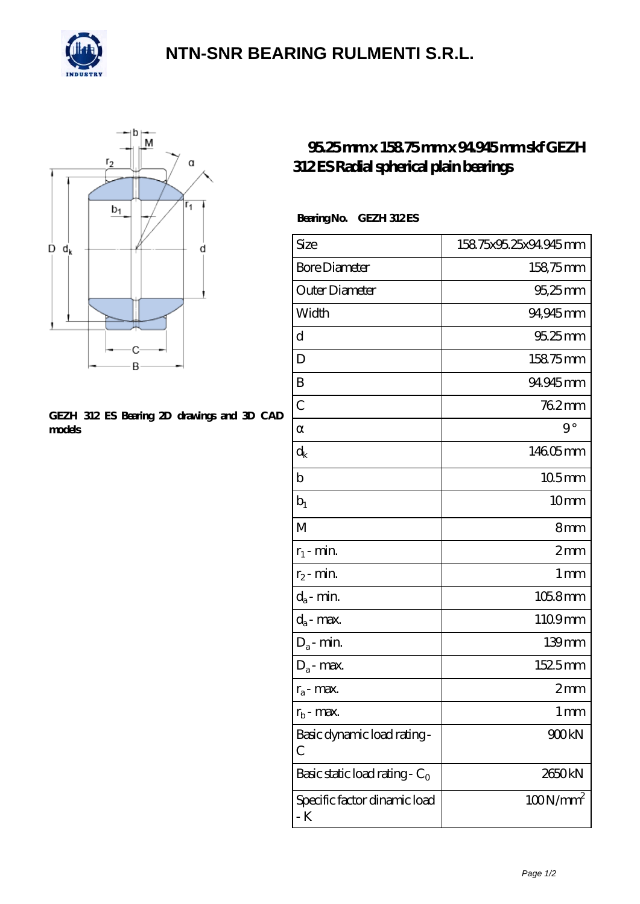# NTN-SNR BEARING RULMENTI S.R.L.

GEZH 312 ES Bearing 2D drawings and 3D CAD models

## 95.25 mm x 158.75 mm x 94.945 mm skf GEZH 312 ES Radial spherical plain bearings

**Bearing No.** GEZH 312 ES

| Size | 158.75x95.25x94.945 mm |
|---|---|
| Bore Diameter | 158,75 mm |
| Outer Diameter | 95,25 mm |
| Width | 94,945 mm |
| d | 95.25 mm |
| D | 158.75 mm |
| B | 94.945 mm |
| C | 76.2 mm |
| α | 9 ° |
| $d_k$ | 146.05 mm |
| b | 10.5 mm |
| $b_1$ | 10 mm |
| M | 8 mm |
| $r_1$ - min. | 2 mm |
| $r_2$ - min. | 1 mm |
| $d_a$ - min. | 105.8 mm |
| $d_a$ - max. | 110.9 mm |
| $D_a$ - min. | 139 mm |
| $D_a$ - max. | 152.5 mm |
| $r_a$ - max. | 2 mm |
| $r_b$ - max. | 1 mm |
| Basic dynamic load rating - C | 900 kN |
| Basic static load rating - $C_0$ | 2650 kN |
| Specific factor dinamic load - K | 100 N/mm$^2$ |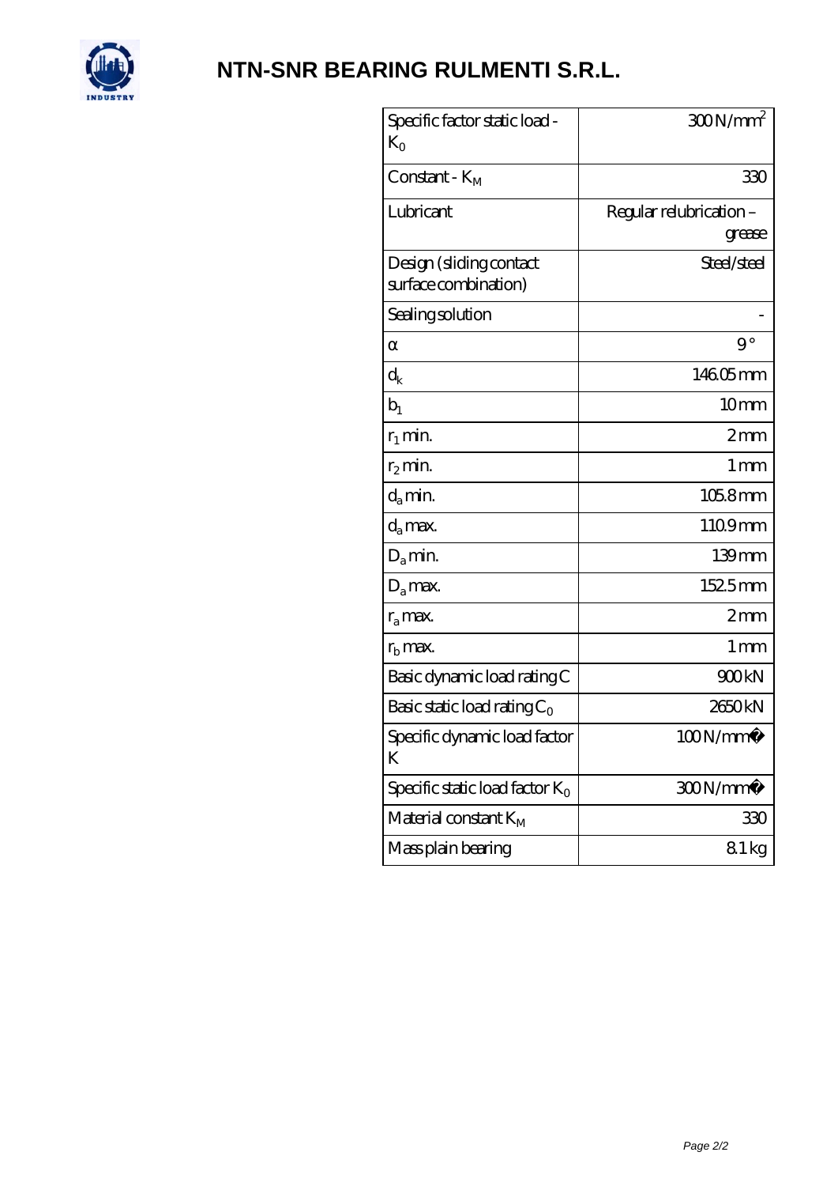# NTN-SNR BEARING RULMENTI S.R.L.

| | |
|---|---|
| Specific factor static load - $K_0$ | 300 N/mm$^2$ |
| Constant - $K_M$ | 330 |
| Lubricant | Regular relubrication – grease |
| Design (sliding contact surface combination) | Steel/steel |
| Sealing solution | - |
| α | 9 ° |
| $d_k$ | 146.05 mm |
| $b_1$ | 10 mm |
| $r_1$ min. | 2 mm |
| $r_2$ min. | 1 mm |
| $d_a$ min. | 105.8 mm |
| $d_a$ max. | 110.9 mm |
| $D_a$ min. | 139 mm |
| $D_a$ max. | 152.5 mm |
| $r_a$ max. | 2 mm |
| $r_b$ max. | 1 mm |
| Basic dynamic load rating C | 900 kN |
| Basic static load rating $C_0$ | 2650 kN |
| Specific dynamic load factor K | 100 N/mm� |
| Specific static load factor $K_0$ | 300 N/mm� |
| Material constant $K_M$ | 330 |
| Mass plain bearing | 8.1 kg |